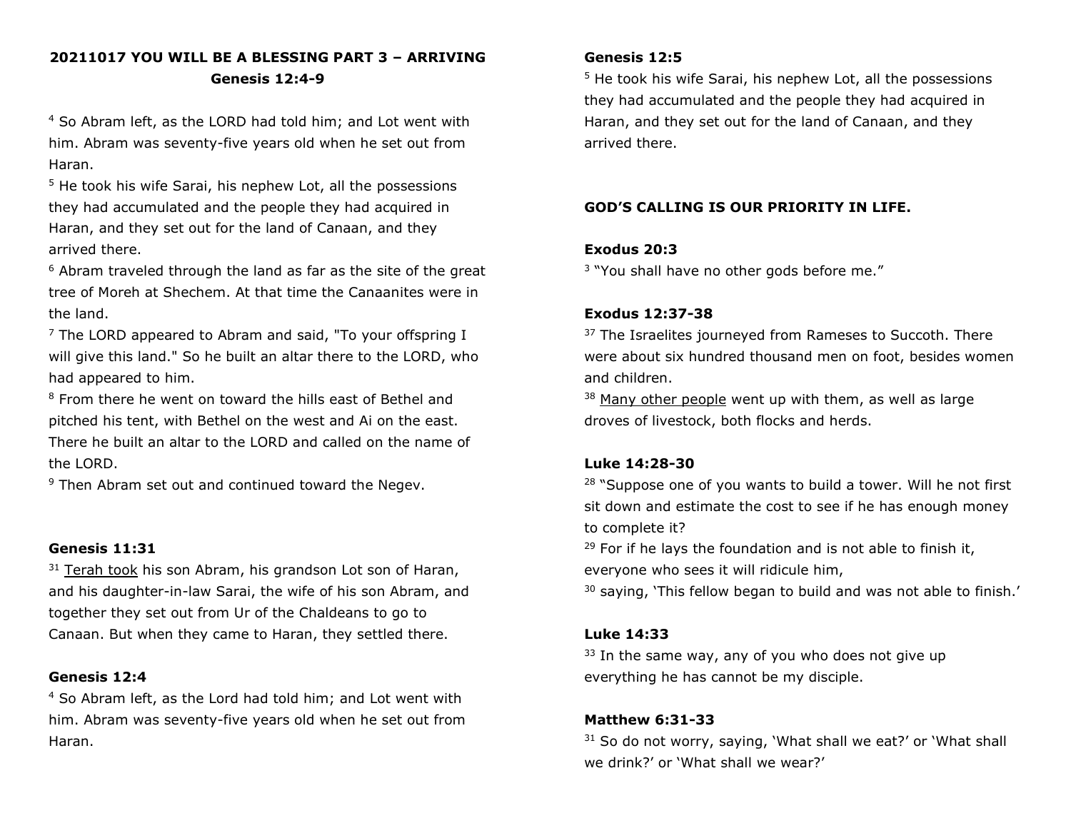**20211017 YOU WILL BE A BLESSING PART 3 – ARRIVING**
**Genesis 12:4-9**

4 So Abram left, as the LORD had told him; and Lot went with him. Abram was seventy-five years old when he set out from Haran.
5 He took his wife Sarai, his nephew Lot, all the possessions they had accumulated and the people they had acquired in Haran, and they set out for the land of Canaan, and they arrived there.
6 Abram traveled through the land as far as the site of the great tree of Moreh at Shechem. At that time the Canaanites were in the land.
7 The LORD appeared to Abram and said, "To your offspring I will give this land." So he built an altar there to the LORD, who had appeared to him.
8 From there he went on toward the hills east of Bethel and pitched his tent, with Bethel on the west and Ai on the east. There he built an altar to the LORD and called on the name of the LORD.
9 Then Abram set out and continued toward the Negev.

**Genesis 11:31**

31 Terah took his son Abram, his grandson Lot son of Haran, and his daughter-in-law Sarai, the wife of his son Abram, and together they set out from Ur of the Chaldeans to go to Canaan. But when they came to Haran, they settled there.

**Genesis 12:4**

4 So Abram left, as the Lord had told him; and Lot went with him. Abram was seventy-five years old when he set out from Haran.

**Genesis 12:5**

5 He took his wife Sarai, his nephew Lot, all the possessions they had accumulated and the people they had acquired in Haran, and they set out for the land of Canaan, and they arrived there.

**GOD'S CALLING IS OUR PRIORITY IN LIFE.**

**Exodus 20:3**

3 "You shall have no other gods before me."

**Exodus 12:37-38**

37 The Israelites journeyed from Rameses to Succoth. There were about six hundred thousand men on foot, besides women and children.
38 Many other people went up with them, as well as large droves of livestock, both flocks and herds.

**Luke 14:28-30**

28 "Suppose one of you wants to build a tower. Will he not first sit down and estimate the cost to see if he has enough money to complete it?
29 For if he lays the foundation and is not able to finish it, everyone who sees it will ridicule him,
30 saying, 'This fellow began to build and was not able to finish.'

**Luke 14:33**

33 In the same way, any of you who does not give up everything he has cannot be my disciple.

**Matthew 6:31-33**

31 So do not worry, saying, 'What shall we eat?' or 'What shall we drink?' or 'What shall we wear?'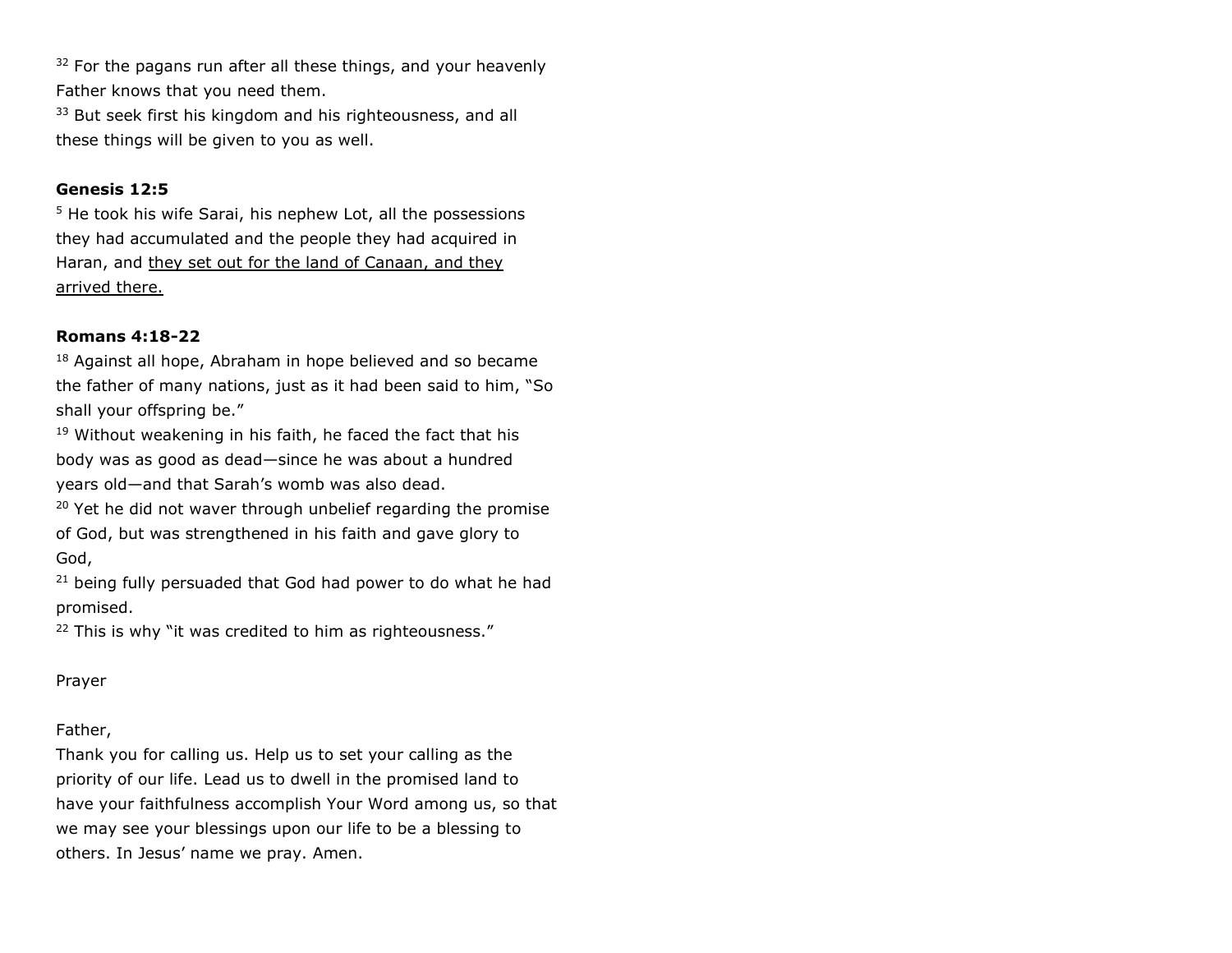[32] For the pagans run after all these things, and your heavenly Father knows that you need them.
[33] But seek first his kingdom and his righteousness, and all these things will be given to you as well.

**Genesis 12:5**

[5] He took his wife Sarai, his nephew Lot, all the possessions they had accumulated and the people they had acquired in Haran, and <u>they set out for the land of Canaan, and they arrived there.</u>

**Romans 4:18-22**

[18] Against all hope, Abraham in hope believed and so became the father of many nations, just as it had been said to him, "So shall your offspring be."
[19] Without weakening in his faith, he faced the fact that his body was as good as dead—since he was about a hundred years old—and that Sarah's womb was also dead.
[20] Yet he did not waver through unbelief regarding the promise of God, but was strengthened in his faith and gave glory to God,
[21] being fully persuaded that God had power to do what he had promised.
[22] This is why "it was credited to him as righteousness."

Prayer

Father,
Thank you for calling us. Help us to set your calling as the priority of our life. Lead us to dwell in the promised land to have your faithfulness accomplish Your Word among us, so that we may see your blessings upon our life to be a blessing to others. In Jesus' name we pray. Amen.